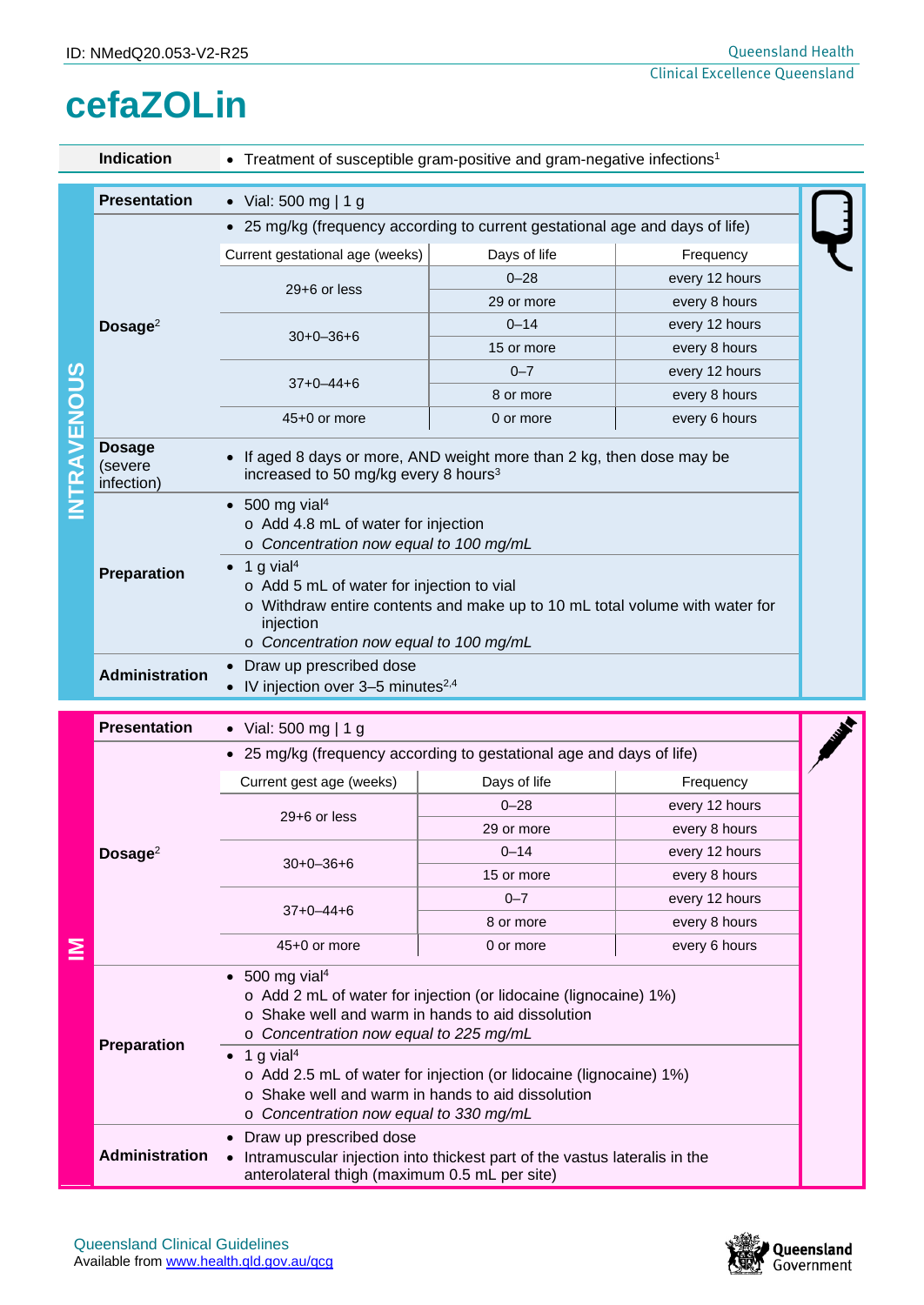ID: NMedQ20.053-V2-R25

# cefaZOLin

**Indication**
- Treatment of susceptible gram-positive and gram-negative infections[1]

## INTRAVENOUS

**Presentation**
- Vial: 500 mg | 1 g

**Dosage**[2]
- 25 mg/kg (frequency according to current gestational age and days of life)

| Current gestational age (weeks) | Days of life | Frequency |
|---|---|---|
| 29+6 or less | 0–28 | every 12 hours |
| | 29 or more | every 8 hours |
| 30+0–36+6 | 0–14 | every 12 hours |
| | 15 or more | every 8 hours |
| 37+0–44+6 | 0–7 | every 12 hours |
| | 8 or more | every 8 hours |
| 45+0 or more | 0 or more | every 6 hours |

**Dosage (severe infection)**
- If aged 8 days or more, AND weight more than 2 kg, then dose may be increased to 50 mg/kg every 8 hours[3]

**Preparation**
- 500 mg vial[4]
  - Add 4.8 mL of water for injection
  - *Concentration now equal to 100 mg/mL*
- 1 g vial[4]
  - Add 5 mL of water for injection to vial
  - Withdraw entire contents and make up to 10 mL total volume with water for injection
  - *Concentration now equal to 100 mg/mL*

**Administration**
- Draw up prescribed dose
- IV injection over 3–5 minutes[2,4]

## IM

**Presentation**
- Vial: 500 mg | 1 g

**Dosage**[2]
- 25 mg/kg (frequency according to gestational age and days of life)

| Current gest age (weeks) | Days of life | Frequency |
|---|---|---|
| 29+6 or less | 0–28 | every 12 hours |
| | 29 or more | every 8 hours |
| 30+0–36+6 | 0–14 | every 12 hours |
| | 15 or more | every 8 hours |
| 37+0–44+6 | 0–7 | every 12 hours |
| | 8 or more | every 8 hours |
| 45+0 or more | 0 or more | every 6 hours |

**Preparation**
- 500 mg vial[4]
  - Add 2 mL of water for injection (or lidocaine (lignocaine) 1%)
  - Shake well and warm in hands to aid dissolution
  - *Concentration now equal to 225 mg/mL*
- 1 g vial[4]
  - Add 2.5 mL of water for injection (or lidocaine (lignocaine) 1%)
  - Shake well and warm in hands to aid dissolution
  - *Concentration now equal to 330 mg/mL*

**Administration**
- Draw up prescribed dose
- Intramuscular injection into thickest part of the vastus lateralis in the anterolateral thigh (maximum 0.5 mL per site)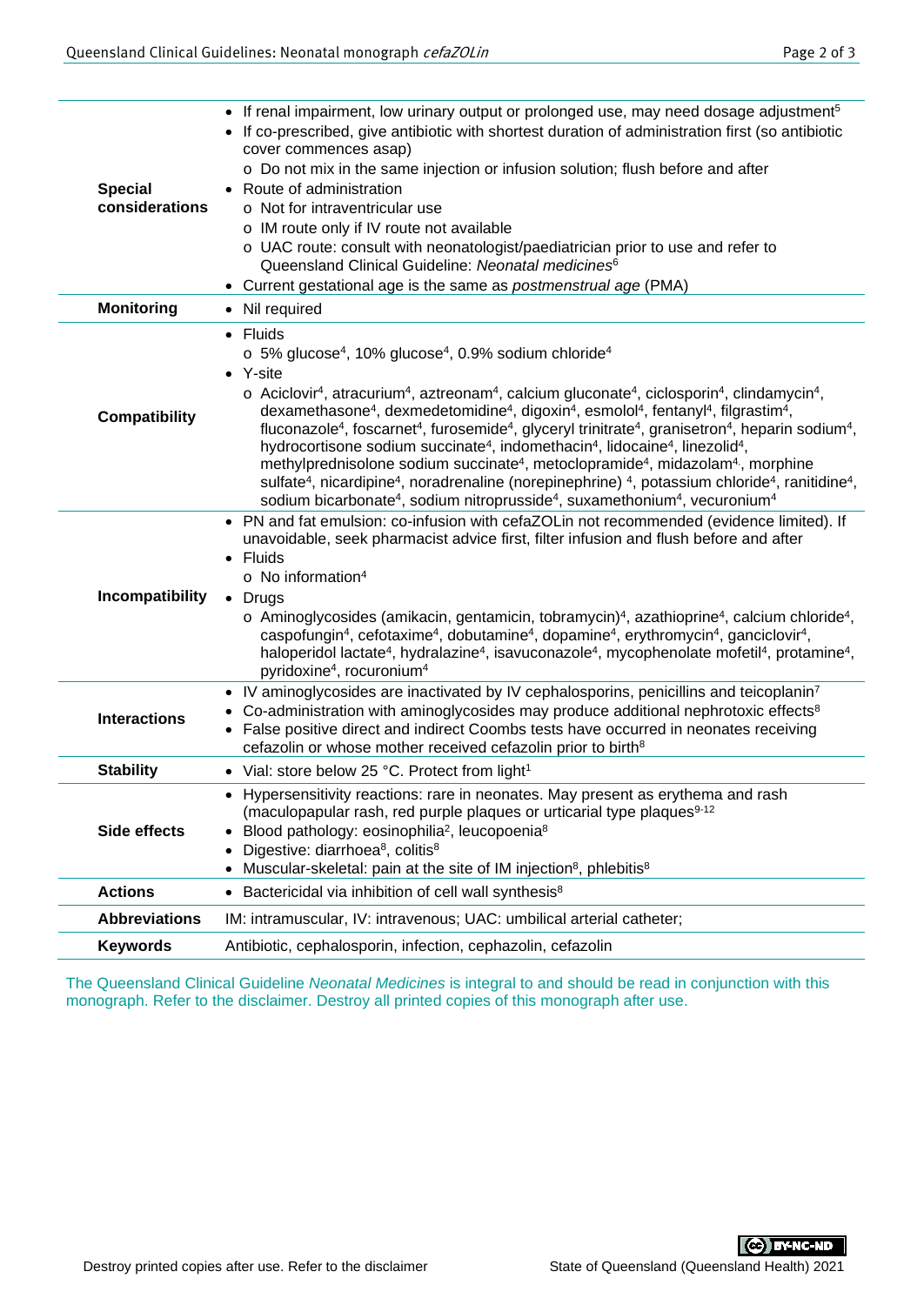| | |
|---|---|
| **Special considerations** | • If renal impairment, low urinary output or prolonged use, may need dosage adjustment[5]<br>• If co-prescribed, give antibiotic with shortest duration of administration first (so antibiotic cover commences asap)<br>  o Do not mix in the same injection or infusion solution; flush before and after<br>• Route of administration<br>  o Not for intraventricular use<br>  o IM route only if IV route not available<br>  o UAC route: consult with neonatologist/paediatrician prior to use and refer to Queensland Clinical Guideline: *Neonatal medicines*[6]<br>• Current gestational age is the same as *postmenstrual age* (PMA) |
| **Monitoring** | • Nil required |
| **Compatibility** | • Fluids<br>  o 5% glucose[4], 10% glucose[4], 0.9% sodium chloride[4]<br>• Y-site<br>  o Aciclovir[4], atracurium[4], aztreonam[4], calcium gluconate[4], ciclosporin[4], clindamycin[4], dexamethasone[4], dexmedetomidine[4], digoxin[4], esmolol[4], fentanyl[4], filgrastim[4], fluconazole[4], foscarnet[4], furosemide[4], glyceryl trinitrate[4], granisetron[4], heparin sodium[4], hydrocortisone sodium succinate[4], indomethacin[4], lidocaine[4], linezolid[4], methylprednisolone sodium succinate[4], metoclopramide[4], midazolam[4], morphine sulfate[4], nicardipine[4], noradrenaline (norepinephrine)[4], potassium chloride[4], ranitidine[4], sodium bicarbonate[4], sodium nitroprusside[4], suxamethonium[4], vecuronium[4] |
| **Incompatibility** | • PN and fat emulsion: co-infusion with cefaZOLin not recommended (evidence limited). If unavoidable, seek pharmacist advice first, filter infusion and flush before and after<br>• Fluids<br>  o No information[4]<br>• Drugs<br>  o Aminoglycosides (amikacin, gentamicin, tobramycin)[4], azathioprine[4], calcium chloride[4], caspofungin[4], cefotaxime[4], dobutamine[4], dopamine[4], erythromycin[4], ganciclovir[4], haloperidol lactate[4], hydralazine[4], isavuconazole[4], mycophenolate mofetil[4], protamine[4], pyridoxine[4], rocuronium[4] |
| **Interactions** | • IV aminoglycosides are inactivated by IV cephalosporins, penicillins and teicoplanin[7]<br>• Co-administration with aminoglycosides may produce additional nephrotoxic effects[8]<br>• False positive direct and indirect Coombs tests have occurred in neonates receiving cefazolin or whose mother received cefazolin prior to birth[8] |
| **Stability** | • Vial: store below 25 °C. Protect from light[1] |
| **Side effects** | • Hypersensitivity reactions: rare in neonates. May present as erythema and rash (maculopapular rash, red purple plaques or urticarial type plaques[9-12]<br>• Blood pathology: eosinophilia[2], leucopoenia[8]<br>• Digestive: diarrhoea[8], colitis[8]<br>• Muscular-skeletal: pain at the site of IM injection[8], phlebitis[8] |
| **Actions** | • Bactericidal via inhibition of cell wall synthesis[8] |
| **Abbreviations** | IM: intramuscular, IV: intravenous; UAC: umbilical arterial catheter; |
| **Keywords** | Antibiotic, cephalosporin, infection, cephazolin, cefazolin |

The Queensland Clinical Guideline *Neonatal Medicines* is integral to and should be read in conjunction with this monograph. Refer to the disclaimer. Destroy all printed copies of this monograph after use.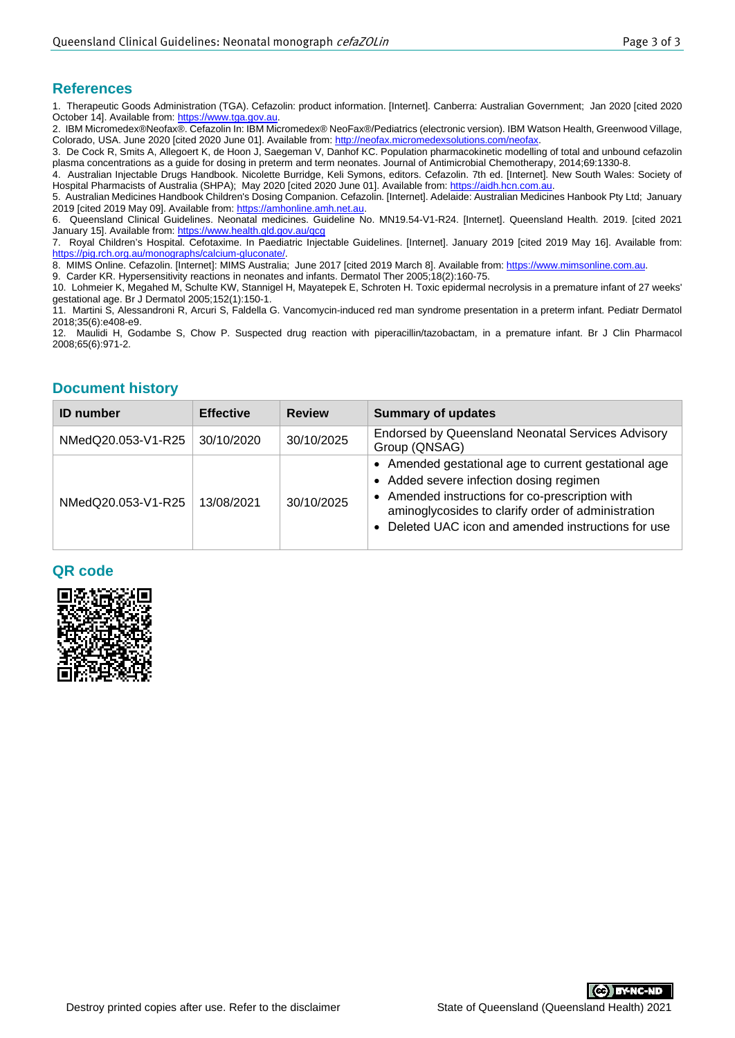## References

1. Therapeutic Goods Administration (TGA). Cefazolin: product information. [Internet]. Canberra: Australian Government; Jan 2020 [cited 2020 October 14]. Available from: https://www.tga.gov.au.
2. IBM Micromedex®Neofax®. Cefazolin In: IBM Micromedex® NeoFax®/Pediatrics (electronic version). IBM Watson Health, Greenwood Village, Colorado, USA. June 2020 [cited 2020 June 01]. Available from: http://neofax.micromedexsolutions.com/neofax.
3. De Cock R, Smits A, Allegoert K, de Hoon J, Saegeman V, Danhof KC. Population pharmacokinetic modelling of total and unbound cefazolin plasma concentrations as a guide for dosing in preterm and term neonates. Journal of Antimicrobial Chemotherapy, 2014;69:1330-8.
4. Australian Injectable Drugs Handbook. Nicolette Burridge, Keli Symons, editors. Cefazolin. 7th ed. [Internet]. New South Wales: Society of Hospital Pharmacists of Australia (SHPA); May 2020 [cited 2020 June 01]. Available from: https://aidh.hcn.com.au.
5. Australian Medicines Handbook Children's Dosing Companion. Cefazolin. [Internet]. Adelaide: Australian Medicines Hanbook Pty Ltd; January 2019 [cited 2019 May 09]. Available from: https://amhonline.amh.net.au.
6. Queensland Clinical Guidelines. Neonatal medicines. Guideline No. MN19.54-V1-R24. [Internet]. Queensland Health. 2019. [cited 2021 January 15]. Available from: https://www.health.qld.gov.au/qcg
7. Royal Children's Hospital. Cefotaxime. In Paediatric Injectable Guidelines. [Internet]. January 2019 [cited 2019 May 16]. Available from: https://pig.rch.org.au/monographs/calcium-gluconate/.
8. MIMS Online. Cefazolin. [Internet]: MIMS Australia; June 2017 [cited 2019 March 8]. Available from: https://www.mimsonline.com.au.
9. Carder KR. Hypersensitivity reactions in neonates and infants. Dermatol Ther 2005;18(2):160-75.
10. Lohmeier K, Megahed M, Schulte KW, Stannigel H, Mayatepek E, Schroten H. Toxic epidermal necrolysis in a premature infant of 27 weeks' gestational age. Br J Dermatol 2005;152(1):150-1.
11. Martini S, Alessandroni R, Arcuri S, Faldella G. Vancomycin-induced red man syndrome presentation in a preterm infant. Pediatr Dermatol 2018;35(6):e408-e9.
12. Maulidi H, Godambe S, Chow P. Suspected drug reaction with piperacillin/tazobactam, in a premature infant. Br J Clin Pharmacol 2008;65(6):971-2.

## Document history

| ID number | Effective | Review | Summary of updates |
|---|---|---|---|
| NMedQ20.053-V1-R25 | 30/10/2020 | 30/10/2025 | Endorsed by Queensland Neonatal Services Advisory Group (QNSAG) |
| NMedQ20.053-V1-R25 | 13/08/2021 | 30/10/2025 | • Amended gestational age to current gestational age<br>• Added severe infection dosing regimen<br>• Amended instructions for co-prescription with aminoglycosides to clarify order of administration<br>• Deleted UAC icon and amended instructions for use |

## QR code

Destroy printed copies after use. Refer to the disclaimer

State of Queensland (Queensland Health) 2021